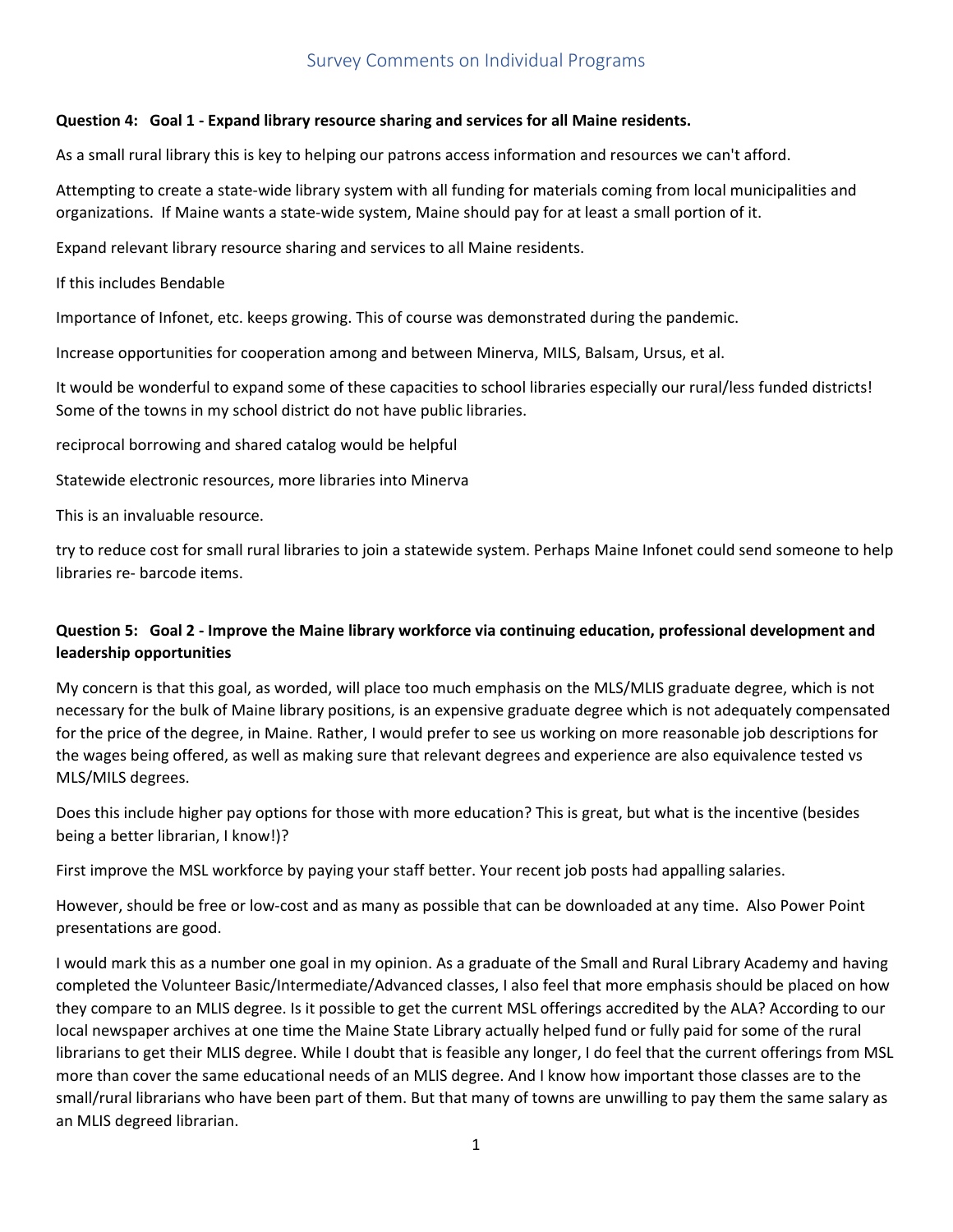# Survey Comments on Individual Programs

**Question 4: Goal 1 - Expand library resource sharing and services for all Maine residents.**

As a small rural library this is key to helping our patrons access information and resources we can't afford.

Attempting to create a state-wide library system with all funding for materials coming from local municipalities and organizations. If Maine wants a state-wide system, Maine should pay for at least a small portion of it.

Expand relevant library resource sharing and services to all Maine residents.

If this includes Bendable

Importance of Infonet, etc. keeps growing. This of course was demonstrated during the pandemic.

Increase opportunities for cooperation among and between Minerva, MILS, Balsam, Ursus, et al.

It would be wonderful to expand some of these capacities to school libraries especially our rural/less funded districts! Some of the towns in my school district do not have public libraries.

reciprocal borrowing and shared catalog would be helpful

Statewide electronic resources, more libraries into Minerva

This is an invaluable resource.

try to reduce cost for small rural libraries to join a statewide system. Perhaps Maine Infonet could send someone to help libraries re- barcode items.

**Question 5: Goal 2 - Improve the Maine library workforce via continuing education, professional development and leadership opportunities**

My concern is that this goal, as worded, will place too much emphasis on the MLS/MLIS graduate degree, which is not necessary for the bulk of Maine library positions, is an expensive graduate degree which is not adequately compensated for the price of the degree, in Maine. Rather, I would prefer to see us working on more reasonable job descriptions for the wages being offered, as well as making sure that relevant degrees and experience are also equivalence tested vs MLS/MILS degrees.

Does this include higher pay options for those with more education? This is great, but what is the incentive (besides being a better librarian, I know!)?

First improve the MSL workforce by paying your staff better. Your recent job posts had appalling salaries.

However, should be free or low-cost and as many as possible that can be downloaded at any time. Also Power Point presentations are good.

I would mark this as a number one goal in my opinion. As a graduate of the Small and Rural Library Academy and having completed the Volunteer Basic/Intermediate/Advanced classes, I also feel that more emphasis should be placed on how they compare to an MLIS degree. Is it possible to get the current MSL offerings accredited by the ALA? According to our local newspaper archives at one time the Maine State Library actually helped fund or fully paid for some of the rural librarians to get their MLIS degree. While I doubt that is feasible any longer, I do feel that the current offerings from MSL more than cover the same educational needs of an MLIS degree. And I know how important those classes are to the small/rural librarians who have been part of them. But that many of towns are unwilling to pay them the same salary as an MLIS degreed librarian.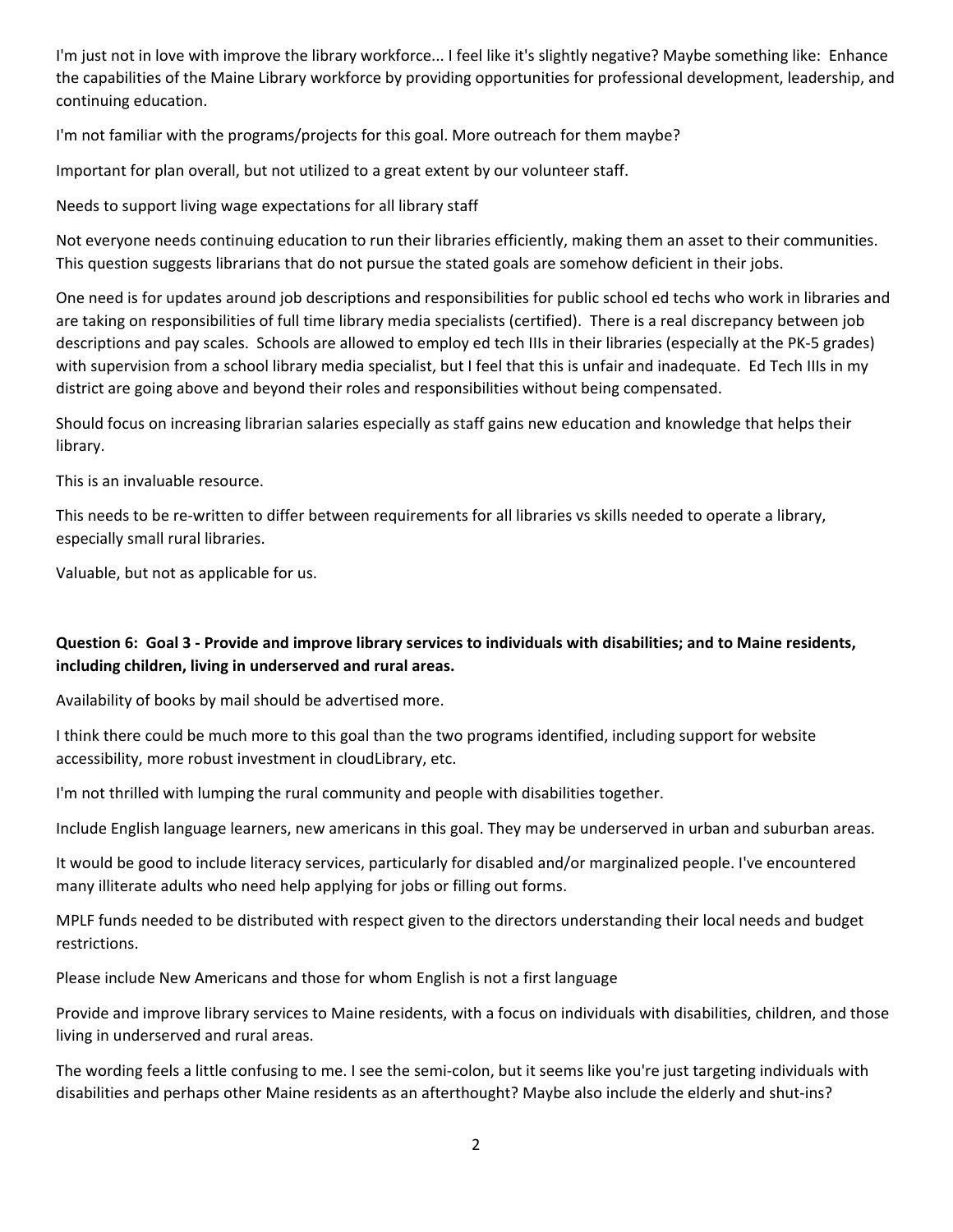I'm just not in love with improve the library workforce... I feel like it's slightly negative? Maybe something like: Enhance the capabilities of the Maine Library workforce by providing opportunities for professional development, leadership, and continuing education.

I'm not familiar with the programs/projects for this goal. More outreach for them maybe?

Important for plan overall, but not utilized to a great extent by our volunteer staff.

Needs to support living wage expectations for all library staff

Not everyone needs continuing education to run their libraries efficiently, making them an asset to their communities. This question suggests librarians that do not pursue the stated goals are somehow deficient in their jobs.

One need is for updates around job descriptions and responsibilities for public school ed techs who work in libraries and are taking on responsibilities of full time library media specialists (certified). There is a real discrepancy between job descriptions and pay scales. Schools are allowed to employ ed tech IIIs in their libraries (especially at the PK-5 grades) with supervision from a school library media specialist, but I feel that this is unfair and inadequate. Ed Tech IIIs in my district are going above and beyond their roles and responsibilities without being compensated.

Should focus on increasing librarian salaries especially as staff gains new education and knowledge that helps their library.

This is an invaluable resource.

This needs to be re-written to differ between requirements for all libraries vs skills needed to operate a library, especially small rural libraries.

Valuable, but not as applicable for us.

**Question 6: Goal 3 - Provide and improve library services to individuals with disabilities; and to Maine residents, including children, living in underserved and rural areas.**

Availability of books by mail should be advertised more.

I think there could be much more to this goal than the two programs identified, including support for website accessibility, more robust investment in cloudLibrary, etc.

I'm not thrilled with lumping the rural community and people with disabilities together.

Include English language learners, new americans in this goal. They may be underserved in urban and suburban areas.

It would be good to include literacy services, particularly for disabled and/or marginalized people. I've encountered many illiterate adults who need help applying for jobs or filling out forms.

MPLF funds needed to be distributed with respect given to the directors understanding their local needs and budget restrictions.

Please include New Americans and those for whom English is not a first language

Provide and improve library services to Maine residents, with a focus on individuals with disabilities, children, and those living in underserved and rural areas.

The wording feels a little confusing to me. I see the semi-colon, but it seems like you're just targeting individuals with disabilities and perhaps other Maine residents as an afterthought? Maybe also include the elderly and shut-ins?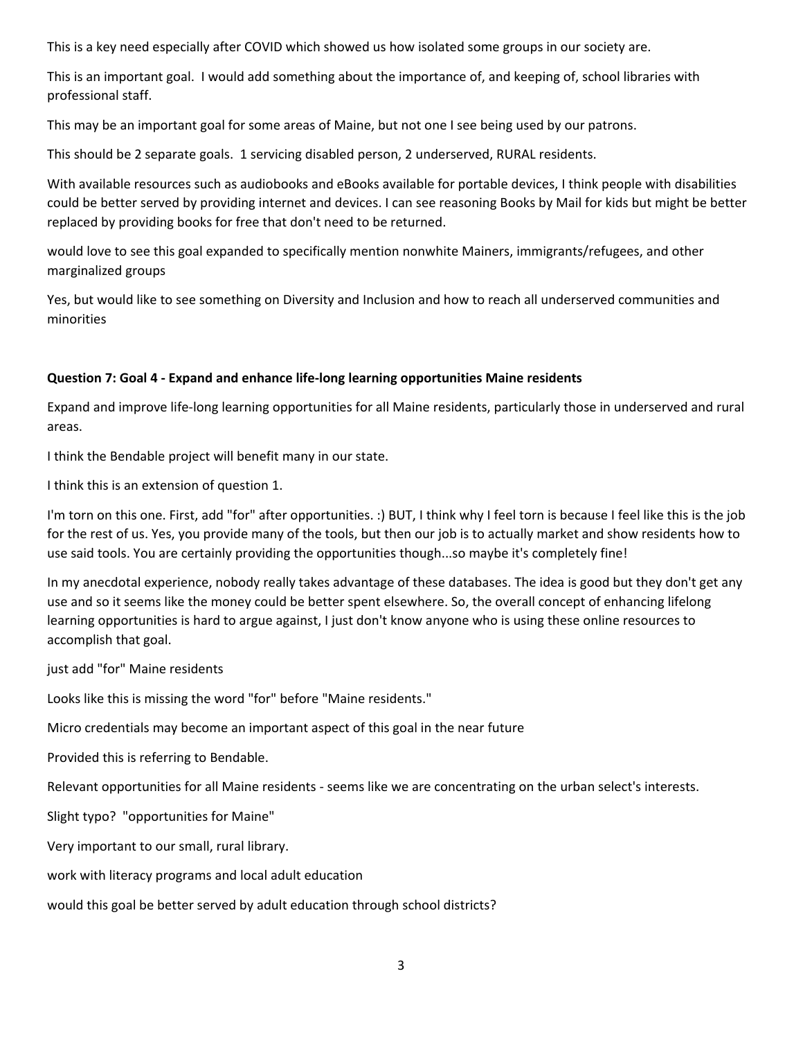This is a key need especially after COVID which showed us how isolated some groups in our society are.

This is an important goal. I would add something about the importance of, and keeping of, school libraries with professional staff.

This may be an important goal for some areas of Maine, but not one I see being used by our patrons.

This should be 2 separate goals. 1 servicing disabled person, 2 underserved, RURAL residents.

With available resources such as audiobooks and eBooks available for portable devices, I think people with disabilities could be better served by providing internet and devices. I can see reasoning Books by Mail for kids but might be better replaced by providing books for free that don't need to be returned.

would love to see this goal expanded to specifically mention nonwhite Mainers, immigrants/refugees, and other marginalized groups

Yes, but would like to see something on Diversity and Inclusion and how to reach all underserved communities and minorities

**Question 7: Goal 4 - Expand and enhance life-long learning opportunities Maine residents**

Expand and improve life-long learning opportunities for all Maine residents, particularly those in underserved and rural areas.

I think the Bendable project will benefit many in our state.

I think this is an extension of question 1.

I'm torn on this one. First, add "for" after opportunities. :) BUT, I think why I feel torn is because I feel like this is the job for the rest of us. Yes, you provide many of the tools, but then our job is to actually market and show residents how to use said tools. You are certainly providing the opportunities though...so maybe it's completely fine!

In my anecdotal experience, nobody really takes advantage of these databases. The idea is good but they don't get any use and so it seems like the money could be better spent elsewhere. So, the overall concept of enhancing lifelong learning opportunities is hard to argue against, I just don't know anyone who is using these online resources to accomplish that goal.

just add "for" Maine residents

Looks like this is missing the word "for" before "Maine residents."

Micro credentials may become an important aspect of this goal in the near future

Provided this is referring to Bendable.

Relevant opportunities for all Maine residents - seems like we are concentrating on the urban select's interests.

Slight typo? "opportunities for Maine"

Very important to our small, rural library.

work with literacy programs and local adult education

would this goal be better served by adult education through school districts?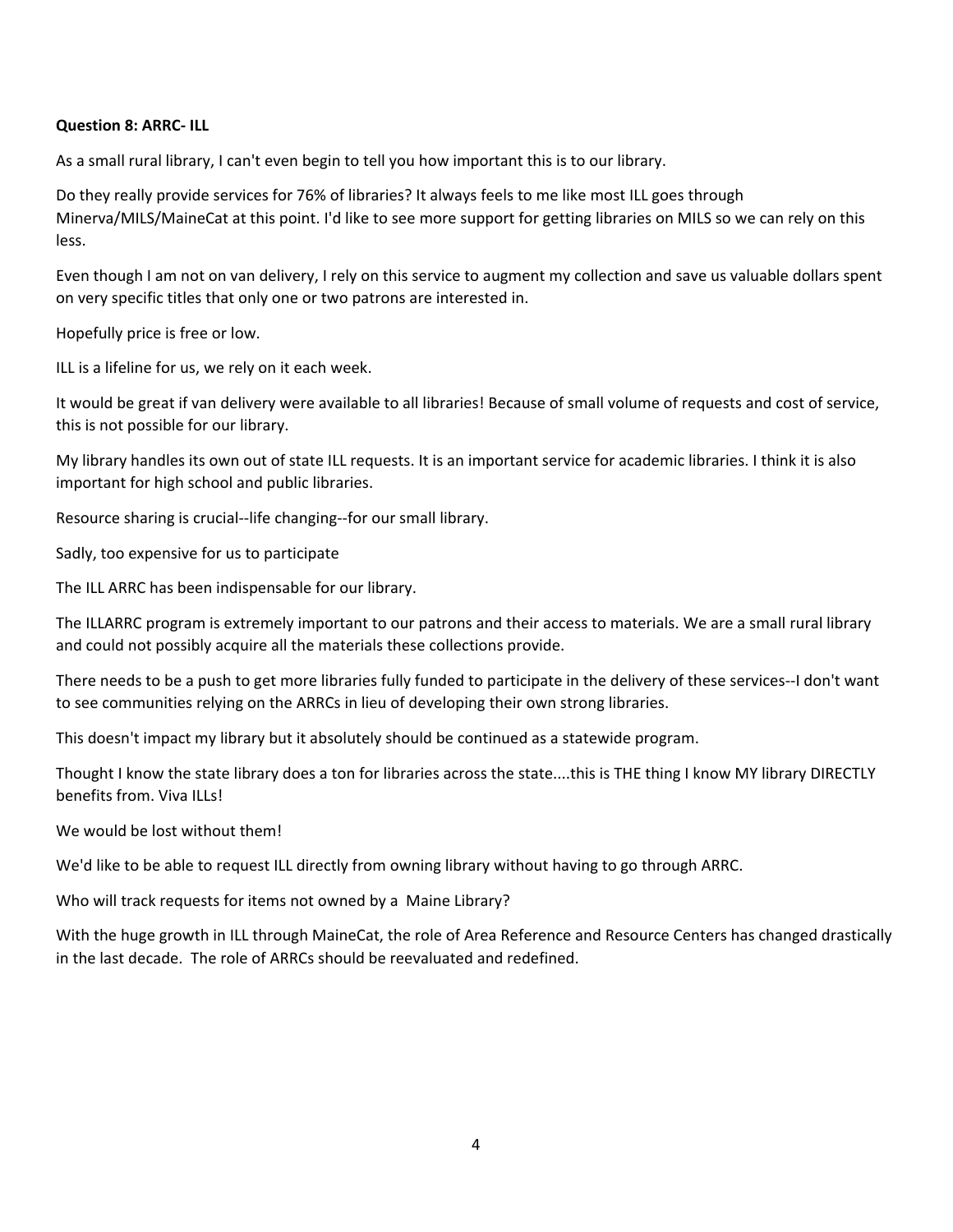**Question 8: ARRC- ILL**

As a small rural library, I can't even begin to tell you how important this is to our library.

Do they really provide services for 76% of libraries? It always feels to me like most ILL goes through Minerva/MILS/MaineCat at this point. I'd like to see more support for getting libraries on MILS so we can rely on this less.

Even though I am not on van delivery, I rely on this service to augment my collection and save us valuable dollars spent on very specific titles that only one or two patrons are interested in.

Hopefully price is free or low.

ILL is a lifeline for us, we rely on it each week.

It would be great if van delivery were available to all libraries! Because of small volume of requests and cost of service, this is not possible for our library.

My library handles its own out of state ILL requests. It is an important service for academic libraries. I think it is also important for high school and public libraries.

Resource sharing is crucial--life changing--for our small library.

Sadly, too expensive for us to participate

The ILL ARRC has been indispensable for our library.

The ILLARRC program is extremely important to our patrons and their access to materials. We are a small rural library and could not possibly acquire all the materials these collections provide.

There needs to be a push to get more libraries fully funded to participate in the delivery of these services--I don't want to see communities relying on the ARRCs in lieu of developing their own strong libraries.

This doesn't impact my library but it absolutely should be continued as a statewide program.

Thought I know the state library does a ton for libraries across the state....this is THE thing I know MY library DIRECTLY benefits from. Viva ILLs!

We would be lost without them!

We'd like to be able to request ILL directly from owning library without having to go through ARRC.

Who will track requests for items not owned by a  Maine Library?

With the huge growth in ILL through MaineCat, the role of Area Reference and Resource Centers has changed drastically in the last decade.  The role of ARRCs should be reevaluated and redefined.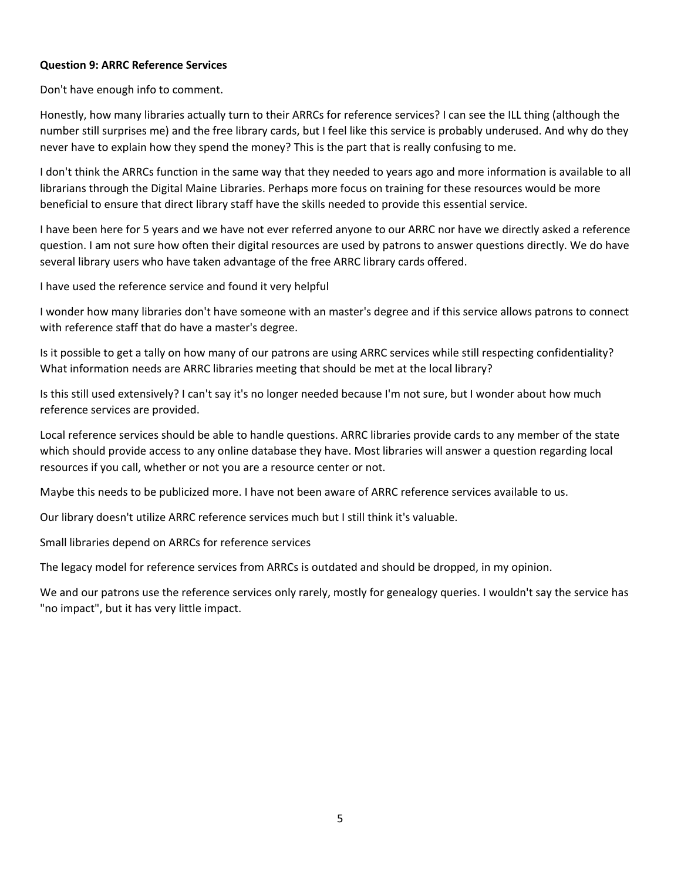**Question 9: ARRC Reference Services**

Don't have enough info to comment.

Honestly, how many libraries actually turn to their ARRCs for reference services? I can see the ILL thing (although the number still surprises me) and the free library cards, but I feel like this service is probably underused. And why do they never have to explain how they spend the money? This is the part that is really confusing to me.

I don't think the ARRCs function in the same way that they needed to years ago and more information is available to all librarians through the Digital Maine Libraries. Perhaps more focus on training for these resources would be more beneficial to ensure that direct library staff have the skills needed to provide this essential service.

I have been here for 5 years and we have not ever referred anyone to our ARRC nor have we directly asked a reference question. I am not sure how often their digital resources are used by patrons to answer questions directly. We do have several library users who have taken advantage of the free ARRC library cards offered.

I have used the reference service and found it very helpful

I wonder how many libraries don't have someone with an master's degree and if this service allows patrons to connect with reference staff that do have a master's degree.

Is it possible to get a tally on how many of our patrons are using ARRC services while still respecting confidentiality? What information needs are ARRC libraries meeting that should be met at the local library?

Is this still used extensively? I can't say it's no longer needed because I'm not sure, but I wonder about how much reference services are provided.

Local reference services should be able to handle questions. ARRC libraries provide cards to any member of the state which should provide access to any online database they have. Most libraries will answer a question regarding local resources if you call, whether or not you are a resource center or not.

Maybe this needs to be publicized more. I have not been aware of ARRC reference services available to us.

Our library doesn't utilize ARRC reference services much but I still think it's valuable.

Small libraries depend on ARRCs for reference services

The legacy model for reference services from ARRCs is outdated and should be dropped, in my opinion.

We and our patrons use the reference services only rarely, mostly for genealogy queries. I wouldn't say the service has "no impact", but it has very little impact.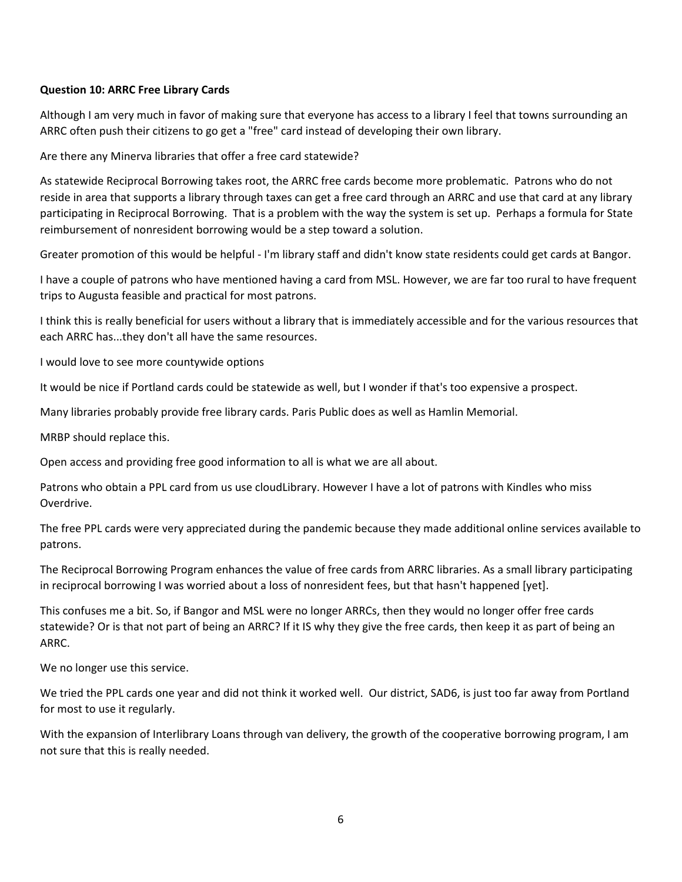**Question 10: ARRC Free Library Cards**

Although I am very much in favor of making sure that everyone has access to a library I feel that towns surrounding an ARRC often push their citizens to go get a "free" card instead of developing their own library.

Are there any Minerva libraries that offer a free card statewide?

As statewide Reciprocal Borrowing takes root, the ARRC free cards become more problematic. Patrons who do not reside in area that supports a library through taxes can get a free card through an ARRC and use that card at any library participating in Reciprocal Borrowing. That is a problem with the way the system is set up. Perhaps a formula for State reimbursement of nonresident borrowing would be a step toward a solution.

Greater promotion of this would be helpful - I'm library staff and didn't know state residents could get cards at Bangor.

I have a couple of patrons who have mentioned having a card from MSL. However, we are far too rural to have frequent trips to Augusta feasible and practical for most patrons.

I think this is really beneficial for users without a library that is immediately accessible and for the various resources that each ARRC has...they don't all have the same resources.

I would love to see more countywide options

It would be nice if Portland cards could be statewide as well, but I wonder if that's too expensive a prospect.

Many libraries probably provide free library cards. Paris Public does as well as Hamlin Memorial.

MRBP should replace this.

Open access and providing free good information to all is what we are all about.

Patrons who obtain a PPL card from us use cloudLibrary. However I have a lot of patrons with Kindles who miss Overdrive.

The free PPL cards were very appreciated during the pandemic because they made additional online services available to patrons.

The Reciprocal Borrowing Program enhances the value of free cards from ARRC libraries. As a small library participating in reciprocal borrowing I was worried about a loss of nonresident fees, but that hasn't happened [yet].

This confuses me a bit. So, if Bangor and MSL were no longer ARRCs, then they would no longer offer free cards statewide? Or is that not part of being an ARRC? If it IS why they give the free cards, then keep it as part of being an ARRC.

We no longer use this service.

We tried the PPL cards one year and did not think it worked well. Our district, SAD6, is just too far away from Portland for most to use it regularly.

With the expansion of Interlibrary Loans through van delivery, the growth of the cooperative borrowing program, I am not sure that this is really needed.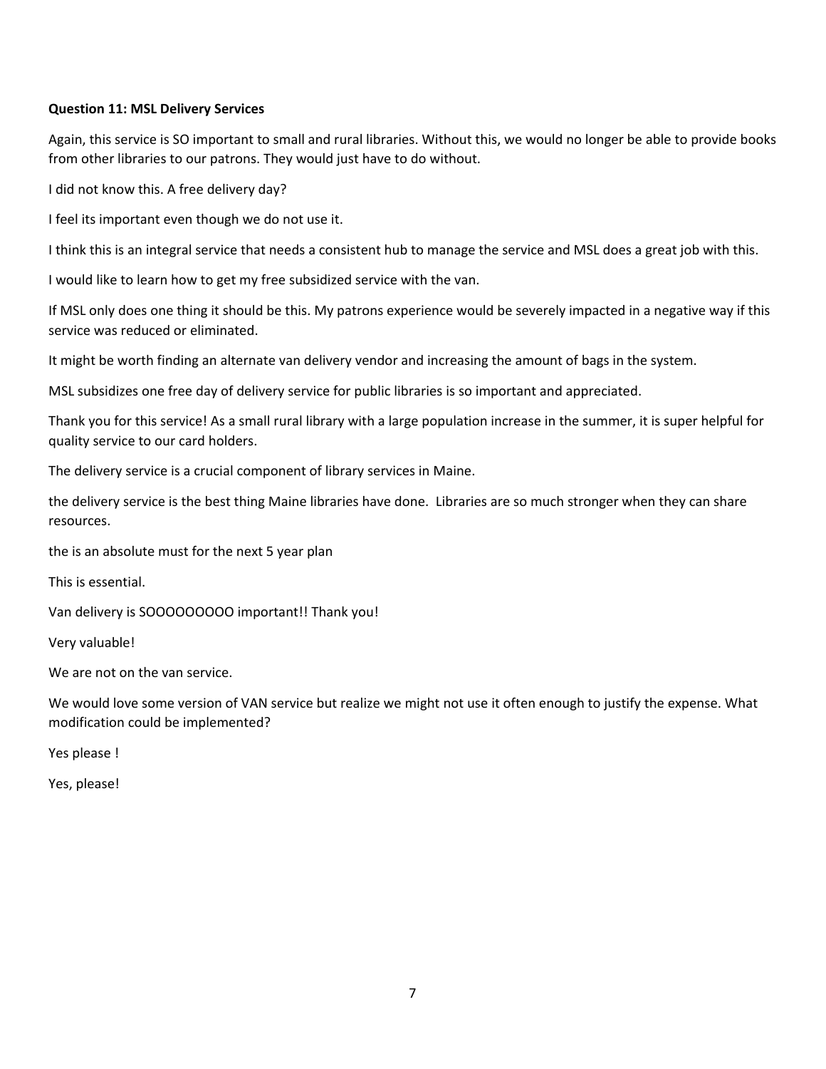**Question 11: MSL Delivery Services**

Again, this service is SO important to small and rural libraries. Without this, we would no longer be able to provide books from other libraries to our patrons. They would just have to do without.

I did not know this. A free delivery day?

I feel its important even though we do not use it.

I think this is an integral service that needs a consistent hub to manage the service and MSL does a great job with this.

I would like to learn how to get my free subsidized service with the van.

If MSL only does one thing it should be this. My patrons experience would be severely impacted in a negative way if this service was reduced or eliminated.

It might be worth finding an alternate van delivery vendor and increasing the amount of bags in the system.

MSL subsidizes one free day of delivery service for public libraries is so important and appreciated.

Thank you for this service! As a small rural library with a large population increase in the summer, it is super helpful for quality service to our card holders.

The delivery service is a crucial component of library services in Maine.

the delivery service is the best thing Maine libraries have done.  Libraries are so much stronger when they can share resources.

the is an absolute must for the next 5 year plan

This is essential.

Van delivery is SOOOOOOOOO important!! Thank you!

Very valuable!

We are not on the van service.

We would love some version of VAN service but realize we might not use it often enough to justify the expense. What modification could be implemented?

Yes please !

Yes, please!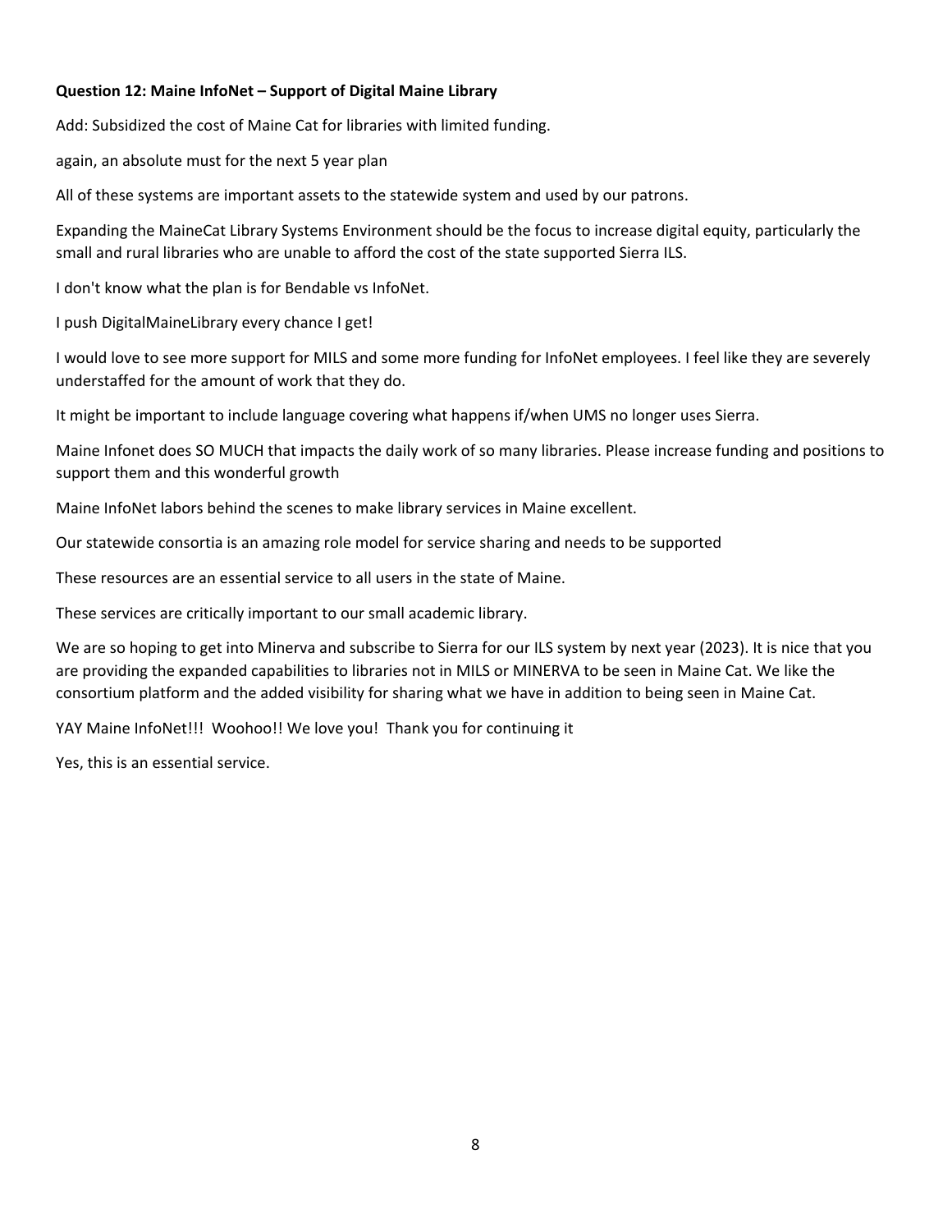**Question 12: Maine InfoNet – Support of Digital Maine Library**

Add: Subsidized the cost of Maine Cat for libraries with limited funding.

again, an absolute must for the next 5 year plan

All of these systems are important assets to the statewide system and used by our patrons.

Expanding the MaineCat Library Systems Environment should be the focus to increase digital equity, particularly the small and rural libraries who are unable to afford the cost of the state supported Sierra ILS.

I don't know what the plan is for Bendable vs InfoNet.

I push DigitalMaineLibrary every chance I get!

I would love to see more support for MILS and some more funding for InfoNet employees. I feel like they are severely understaffed for the amount of work that they do.

It might be important to include language covering what happens if/when UMS no longer uses Sierra.

Maine Infonet does SO MUCH that impacts the daily work of so many libraries. Please increase funding and positions to support them and this wonderful growth

Maine InfoNet labors behind the scenes to make library services in Maine excellent.

Our statewide consortia is an amazing role model for service sharing and needs to be supported

These resources are an essential service to all users in the state of Maine.

These services are critically important to our small academic library.

We are so hoping to get into Minerva and subscribe to Sierra for our ILS system by next year (2023). It is nice that you are providing the expanded capabilities to libraries not in MILS or MINERVA to be seen in Maine Cat. We like the consortium platform and the added visibility for sharing what we have in addition to being seen in Maine Cat.

YAY Maine InfoNet!!! Woohoo!! We love you! Thank you for continuing it

Yes, this is an essential service.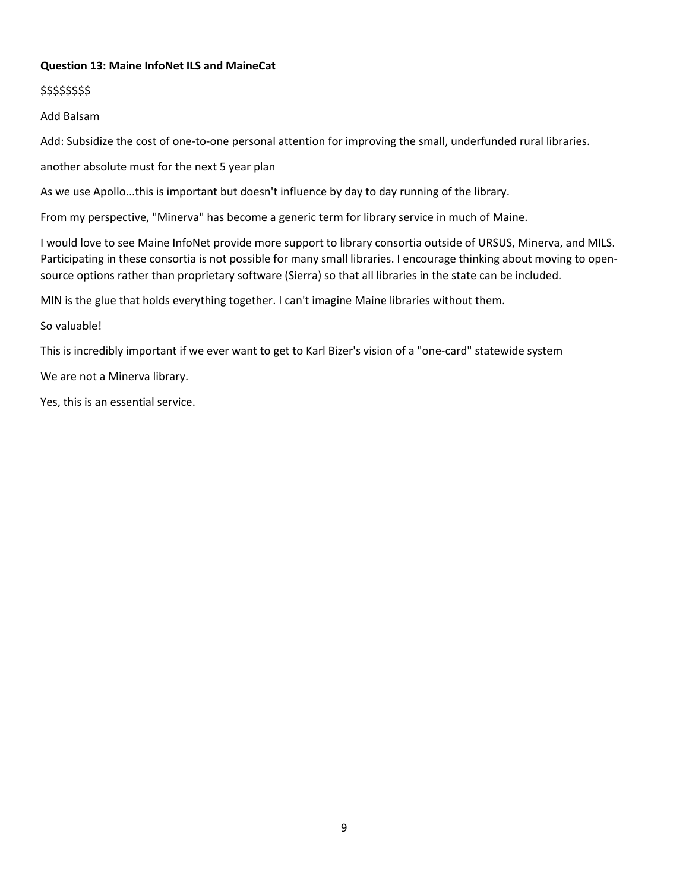**Question 13: Maine InfoNet ILS and MaineCat**

$$$$$$$$

Add Balsam

Add: Subsidize the cost of one-to-one personal attention for improving the small, underfunded rural libraries.

another absolute must for the next 5 year plan

As we use Apollo...this is important but doesn't influence by day to day running of the library.

From my perspective, "Minerva" has become a generic term for library service in much of Maine.

I would love to see Maine InfoNet provide more support to library consortia outside of URSUS, Minerva, and MILS. Participating in these consortia is not possible for many small libraries. I encourage thinking about moving to open-source options rather than proprietary software (Sierra) so that all libraries in the state can be included.

MIN is the glue that holds everything together. I can't imagine Maine libraries without them.

So valuable!

This is incredibly important if we ever want to get to Karl Bizer's vision of a "one-card" statewide system

We are not a Minerva library.

Yes, this is an essential service.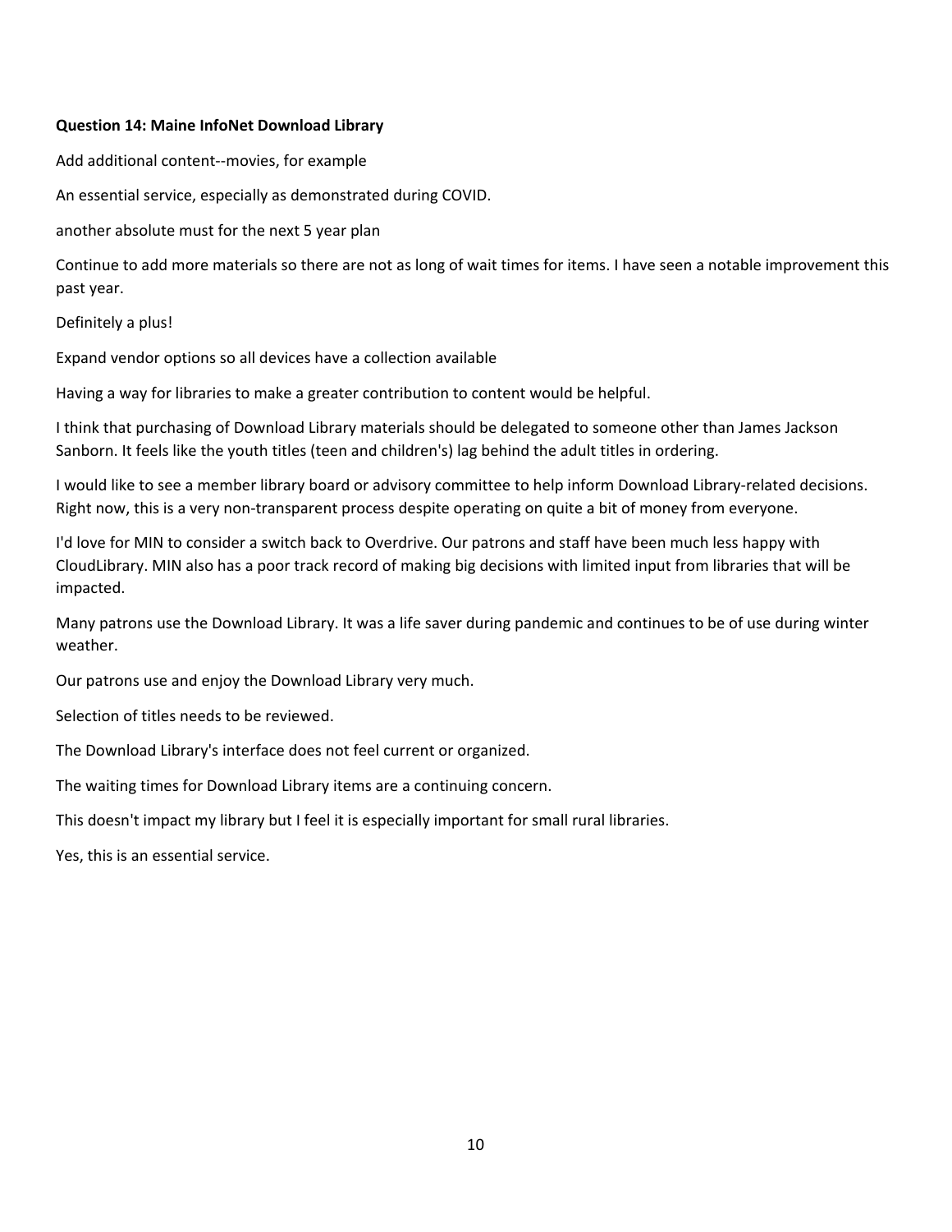**Question 14: Maine InfoNet Download Library**

Add additional content--movies, for example

An essential service, especially as demonstrated during COVID.

another absolute must for the next 5 year plan

Continue to add more materials so there are not as long of wait times for items. I have seen a notable improvement this past year.

Definitely a plus!

Expand vendor options so all devices have a collection available

Having a way for libraries to make a greater contribution to content would be helpful.

I think that purchasing of Download Library materials should be delegated to someone other than James Jackson Sanborn. It feels like the youth titles (teen and children's) lag behind the adult titles in ordering.

I would like to see a member library board or advisory committee to help inform Download Library-related decisions. Right now, this is a very non-transparent process despite operating on quite a bit of money from everyone.

I'd love for MIN to consider a switch back to Overdrive. Our patrons and staff have been much less happy with CloudLibrary. MIN also has a poor track record of making big decisions with limited input from libraries that will be impacted.

Many patrons use the Download Library. It was a life saver during pandemic and continues to be of use during winter weather.

Our patrons use and enjoy the Download Library very much.

Selection of titles needs to be reviewed.

The Download Library's interface does not feel current or organized.

The waiting times for Download Library items are a continuing concern.

This doesn't impact my library but I feel it is especially important for small rural libraries.

Yes, this is an essential service.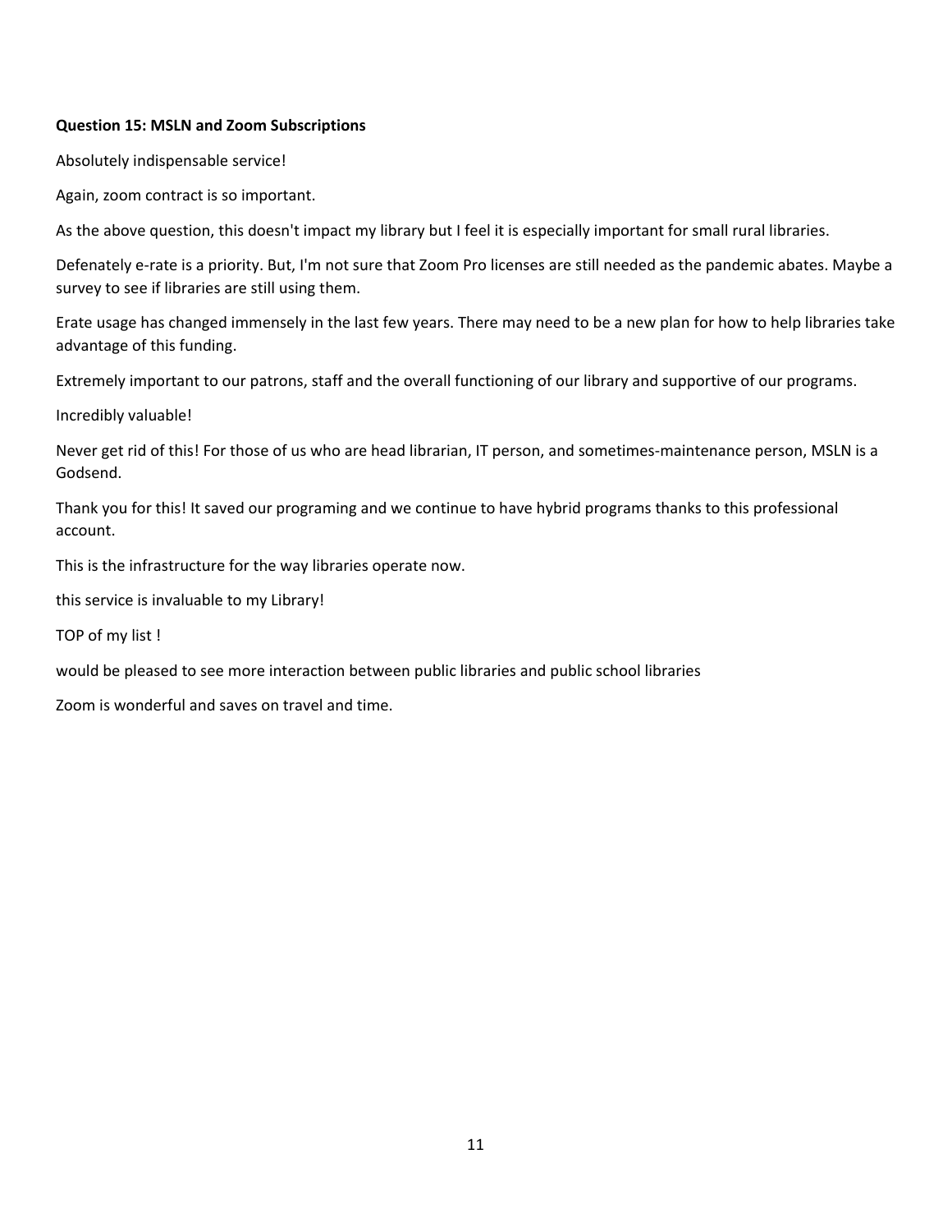**Question 15: MSLN and Zoom Subscriptions**

Absolutely indispensable service!

Again, zoom contract is so important.

As the above question, this doesn't impact my library but I feel it is especially important for small rural libraries.

Defenately e-rate is a priority. But, I'm not sure that Zoom Pro licenses are still needed as the pandemic abates. Maybe a survey to see if libraries are still using them.

Erate usage has changed immensely in the last few years. There may need to be a new plan for how to help libraries take advantage of this funding.

Extremely important to our patrons, staff and the overall functioning of our library and supportive of our programs.

Incredibly valuable!

Never get rid of this! For those of us who are head librarian, IT person, and sometimes-maintenance person, MSLN is a Godsend.

Thank you for this! It saved our programing and we continue to have hybrid programs thanks to this professional account.

This is the infrastructure for the way libraries operate now.

this service is invaluable to my Library!

TOP of my list !

would be pleased to see more interaction between public libraries and public school libraries

Zoom is wonderful and saves on travel and time.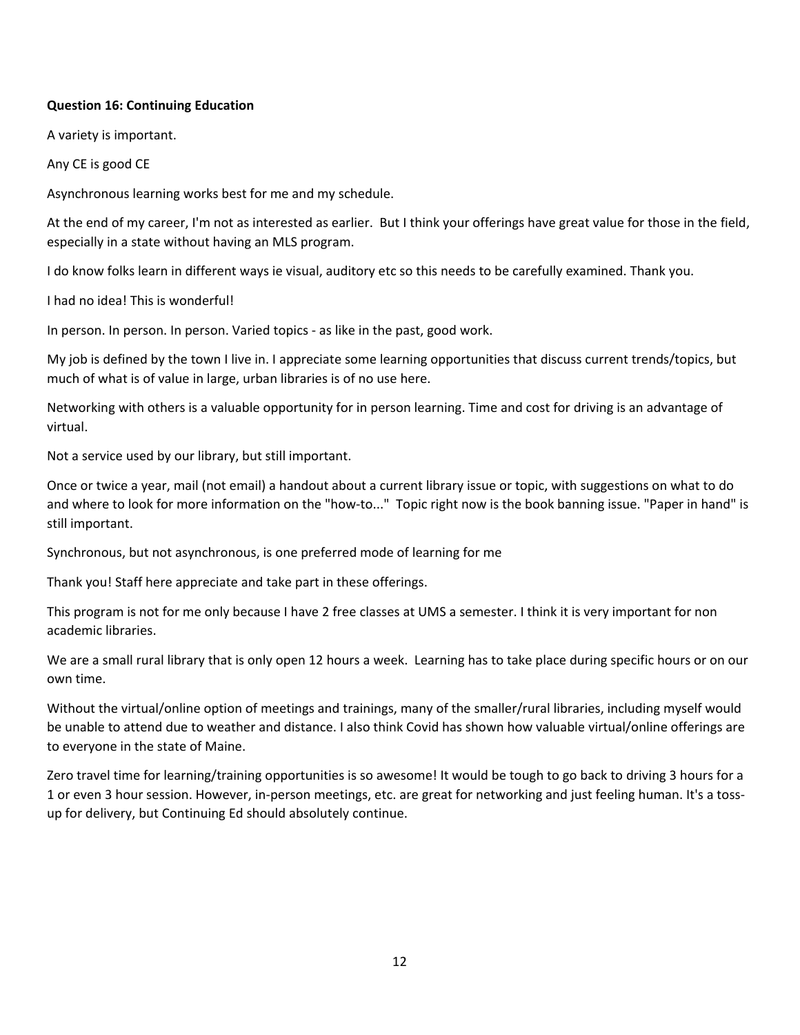**Question 16: Continuing Education**

A variety is important.

Any CE is good CE

Asynchronous learning works best for me and my schedule.

At the end of my career, I'm not as interested as earlier.  But I think your offerings have great value for those in the field, especially in a state without having an MLS program.

I do know folks learn in different ways ie visual, auditory etc so this needs to be carefully examined. Thank you.

I had no idea! This is wonderful!

In person. In person. In person. Varied topics - as like in the past, good work.

My job is defined by the town I live in. I appreciate some learning opportunities that discuss current trends/topics, but much of what is of value in large, urban libraries is of no use here.

Networking with others is a valuable opportunity for in person learning. Time and cost for driving is an advantage of virtual.

Not a service used by our library, but still important.

Once or twice a year, mail (not email) a handout about a current library issue or topic, with suggestions on what to do and where to look for more information on the "how-to..."  Topic right now is the book banning issue. "Paper in hand" is still important.

Synchronous, but not asynchronous, is one preferred mode of learning for me

Thank you! Staff here appreciate and take part in these offerings.

This program is not for me only because I have 2 free classes at UMS a semester. I think it is very important for non academic libraries.

We are a small rural library that is only open 12 hours a week.  Learning has to take place during specific hours or on our own time.

Without the virtual/online option of meetings and trainings, many of the smaller/rural libraries, including myself would be unable to attend due to weather and distance. I also think Covid has shown how valuable virtual/online offerings are to everyone in the state of Maine.

Zero travel time for learning/training opportunities is so awesome! It would be tough to go back to driving 3 hours for a 1 or even 3 hour session. However, in-person meetings, etc. are great for networking and just feeling human. It's a toss-up for delivery, but Continuing Ed should absolutely continue.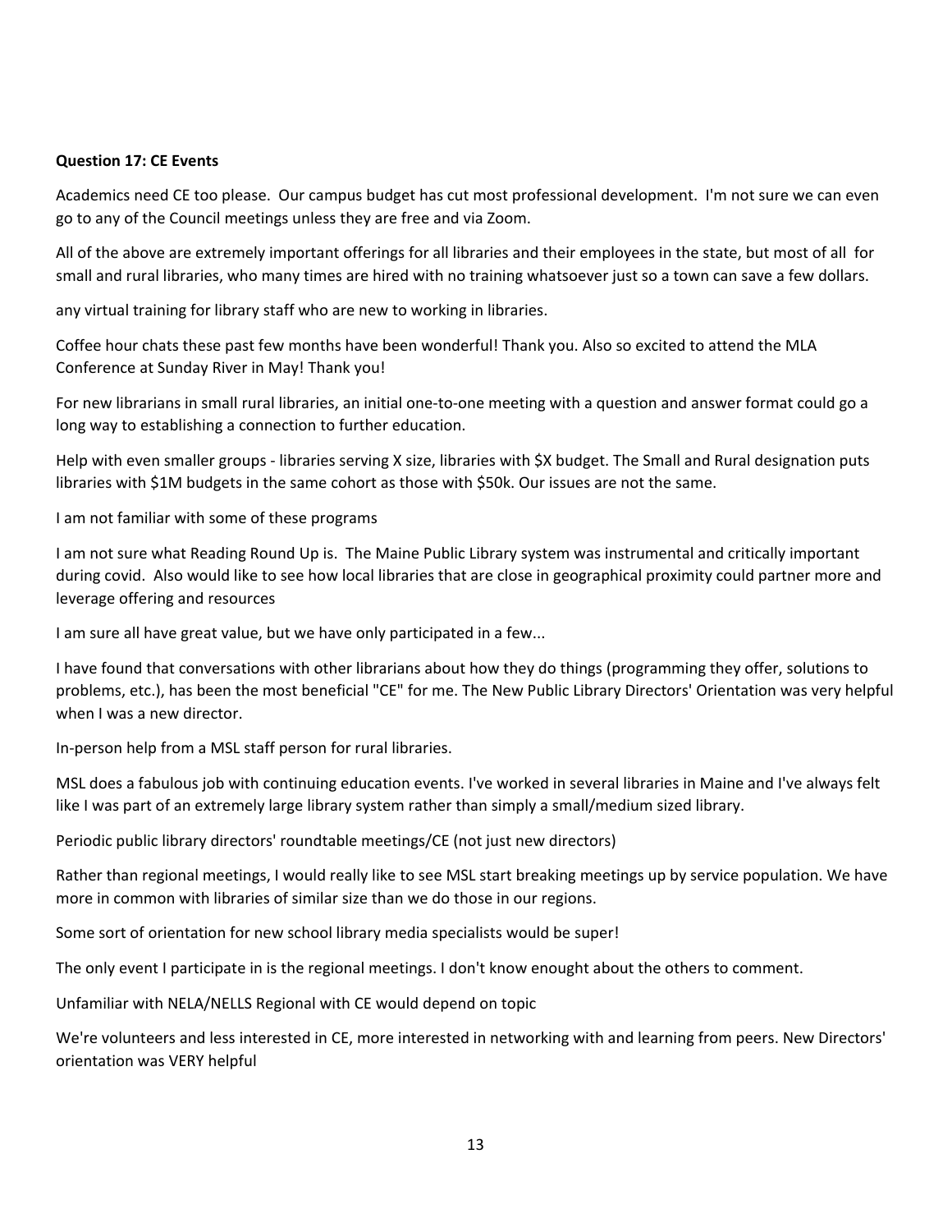**Question 17: CE Events**

Academics need CE too please.  Our campus budget has cut most professional development.  I'm not sure we can even go to any of the Council meetings unless they are free and via Zoom.

All of the above are extremely important offerings for all libraries and their employees in the state, but most of all  for small and rural libraries, who many times are hired with no training whatsoever just so a town can save a few dollars.

any virtual training for library staff who are new to working in libraries.

Coffee hour chats these past few months have been wonderful! Thank you. Also so excited to attend the MLA Conference at Sunday River in May! Thank you!

For new librarians in small rural libraries, an initial one-to-one meeting with a question and answer format could go a long way to establishing a connection to further education.

Help with even smaller groups - libraries serving X size, libraries with $X budget. The Small and Rural designation puts libraries with $1M budgets in the same cohort as those with $50k. Our issues are not the same.

I am not familiar with some of these programs

I am not sure what Reading Round Up is.  The Maine Public Library system was instrumental and critically important during covid.  Also would like to see how local libraries that are close in geographical proximity could partner more and leverage offering and resources

I am sure all have great value, but we have only participated in a few...

I have found that conversations with other librarians about how they do things (programming they offer, solutions to problems, etc.), has been the most beneficial "CE" for me. The New Public Library Directors' Orientation was very helpful when I was a new director.

In-person help from a MSL staff person for rural libraries.

MSL does a fabulous job with continuing education events. I've worked in several libraries in Maine and I've always felt like I was part of an extremely large library system rather than simply a small/medium sized library.

Periodic public library directors' roundtable meetings/CE (not just new directors)

Rather than regional meetings, I would really like to see MSL start breaking meetings up by service population. We have more in common with libraries of similar size than we do those in our regions.

Some sort of orientation for new school library media specialists would be super!

The only event I participate in is the regional meetings. I don't know enought about the others to comment.

Unfamiliar with NELA/NELLS Regional with CE would depend on topic

We're volunteers and less interested in CE, more interested in networking with and learning from peers. New Directors' orientation was VERY helpful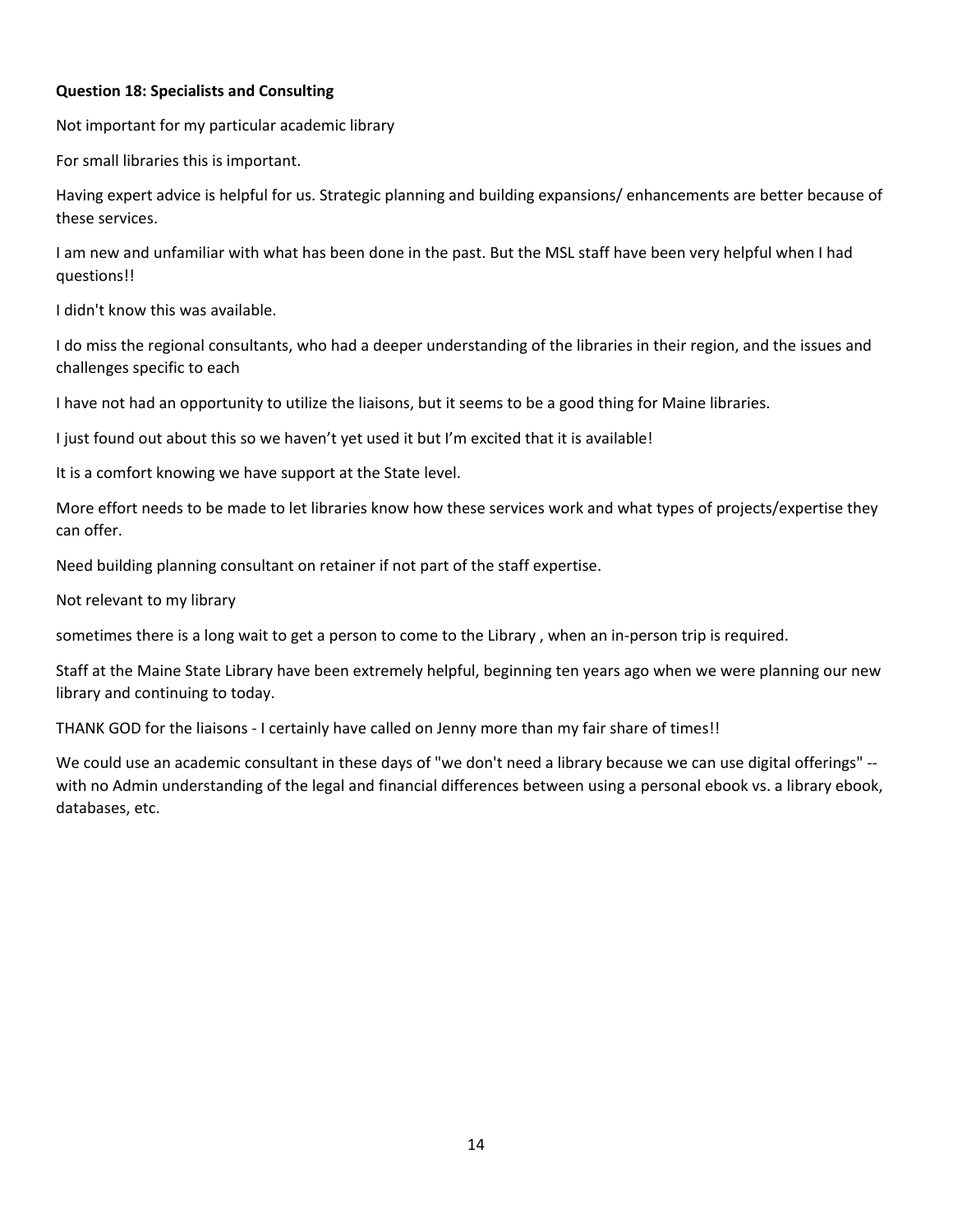**Question 18: Specialists and Consulting**

Not important for my particular academic library

For small libraries this is important.

Having expert advice is helpful for us. Strategic planning and building expansions/ enhancements are better because of these services.

I am new and unfamiliar with what has been done in the past. But the MSL staff have been very helpful when I had questions!!

I didn't know this was available.

I do miss the regional consultants, who had a deeper understanding of the libraries in their region, and the issues and challenges specific to each

I have not had an opportunity to utilize the liaisons, but it seems to be a good thing for Maine libraries.

I just found out about this so we haven't yet used it but I'm excited that it is available!

It is a comfort knowing we have support at the State level.

More effort needs to be made to let libraries know how these services work and what types of projects/expertise they can offer.

Need building planning consultant on retainer if not part of the staff expertise.

Not relevant to my library

sometimes there is a long wait to get a person to come to the Library , when an in-person trip is required.

Staff at the Maine State Library have been extremely helpful, beginning ten years ago when we were planning our new library and continuing to today.

THANK GOD for the liaisons - I certainly have called on Jenny more than my fair share of times!!

We could use an academic consultant in these days of "we don't need a library because we can use digital offerings" -- with no Admin understanding of the legal and financial differences between using a personal ebook vs. a library ebook, databases, etc.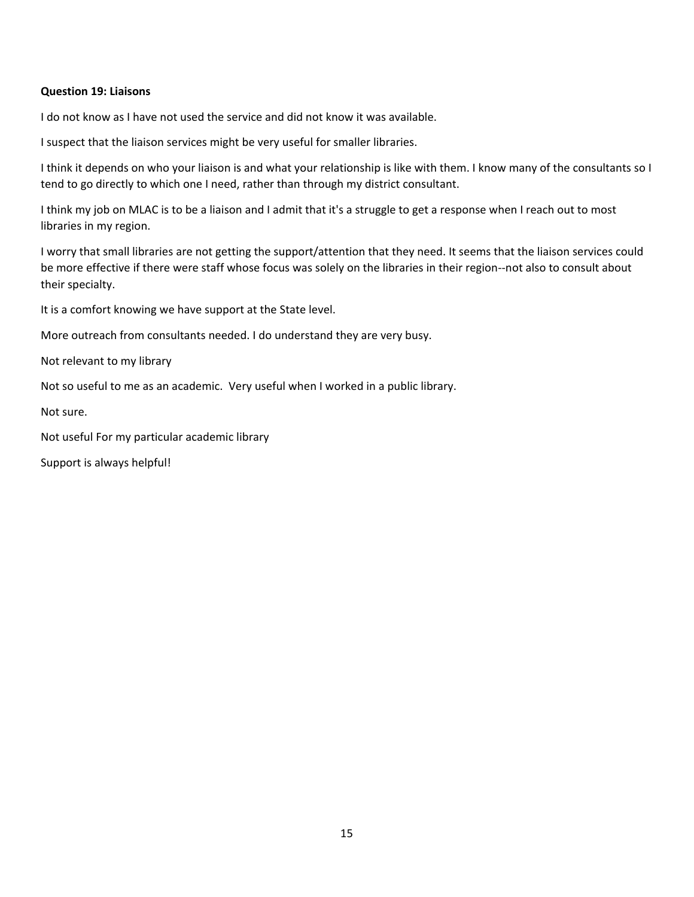**Question 19: Liaisons**

I do not know as I have not used the service and did not know it was available.

I suspect that the liaison services might be very useful for smaller libraries.

I think it depends on who your liaison is and what your relationship is like with them. I know many of the consultants so I tend to go directly to which one I need, rather than through my district consultant.

I think my job on MLAC is to be a liaison and I admit that it's a struggle to get a response when I reach out to most libraries in my region.

I worry that small libraries are not getting the support/attention that they need. It seems that the liaison services could be more effective if there were staff whose focus was solely on the libraries in their region--not also to consult about their specialty.

It is a comfort knowing we have support at the State level.

More outreach from consultants needed. I do understand they are very busy.

Not relevant to my library

Not so useful to me as an academic. Very useful when I worked in a public library.

Not sure.

Not useful For my particular academic library

Support is always helpful!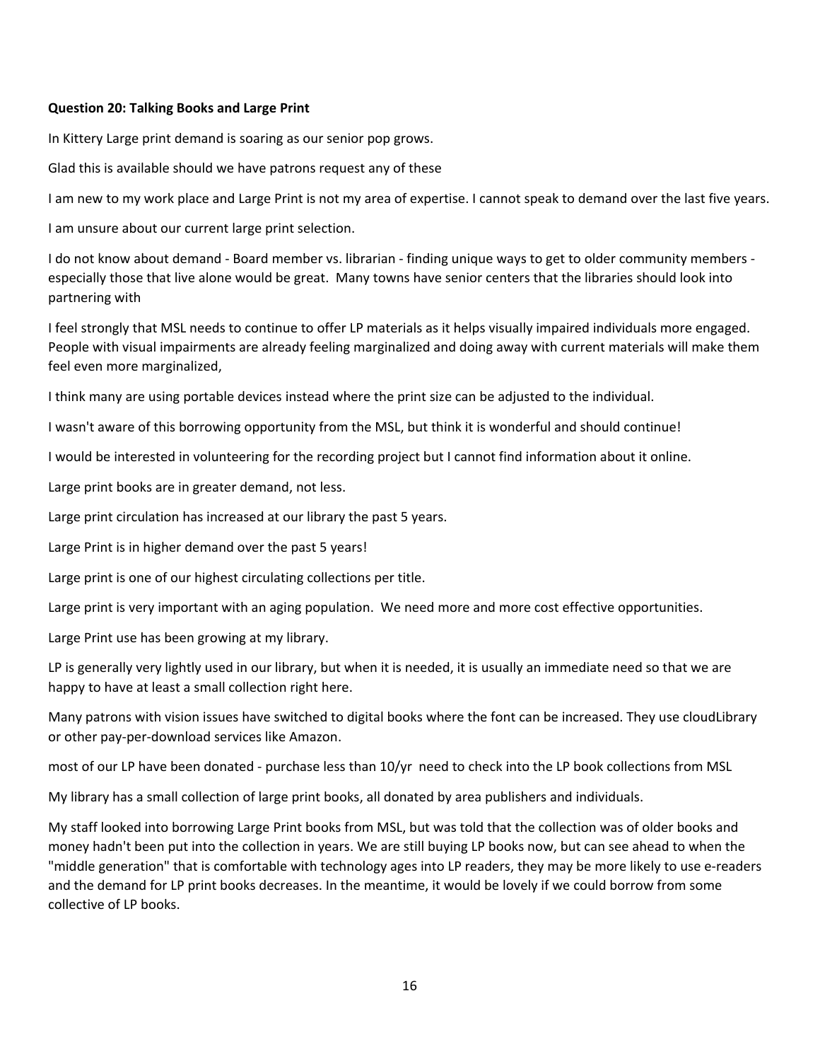**Question 20: Talking Books and Large Print**

In Kittery Large print demand is soaring as our senior pop grows.

Glad this is available should we have patrons request any of these

I am new to my work place and Large Print is not my area of expertise. I cannot speak to demand over the last five years.

I am unsure about our current large print selection.

I do not know about demand - Board member vs. librarian - finding unique ways to get to older community members - especially those that live alone would be great. Many towns have senior centers that the libraries should look into partnering with

I feel strongly that MSL needs to continue to offer LP materials as it helps visually impaired individuals more engaged. People with visual impairments are already feeling marginalized and doing away with current materials will make them feel even more marginalized,

I think many are using portable devices instead where the print size can be adjusted to the individual.

I wasn't aware of this borrowing opportunity from the MSL, but think it is wonderful and should continue!

I would be interested in volunteering for the recording project but I cannot find information about it online.

Large print books are in greater demand, not less.

Large print circulation has increased at our library the past 5 years.

Large Print is in higher demand over the past 5 years!

Large print is one of our highest circulating collections per title.

Large print is very important with an aging population. We need more and more cost effective opportunities.

Large Print use has been growing at my library.

LP is generally very lightly used in our library, but when it is needed, it is usually an immediate need so that we are happy to have at least a small collection right here.

Many patrons with vision issues have switched to digital books where the font can be increased. They use cloudLibrary or other pay-per-download services like Amazon.

most of our LP have been donated - purchase less than 10/yr need to check into the LP book collections from MSL

My library has a small collection of large print books, all donated by area publishers and individuals.

My staff looked into borrowing Large Print books from MSL, but was told that the collection was of older books and money hadn't been put into the collection in years. We are still buying LP books now, but can see ahead to when the "middle generation" that is comfortable with technology ages into LP readers, they may be more likely to use e-readers and the demand for LP print books decreases. In the meantime, it would be lovely if we could borrow from some collective of LP books.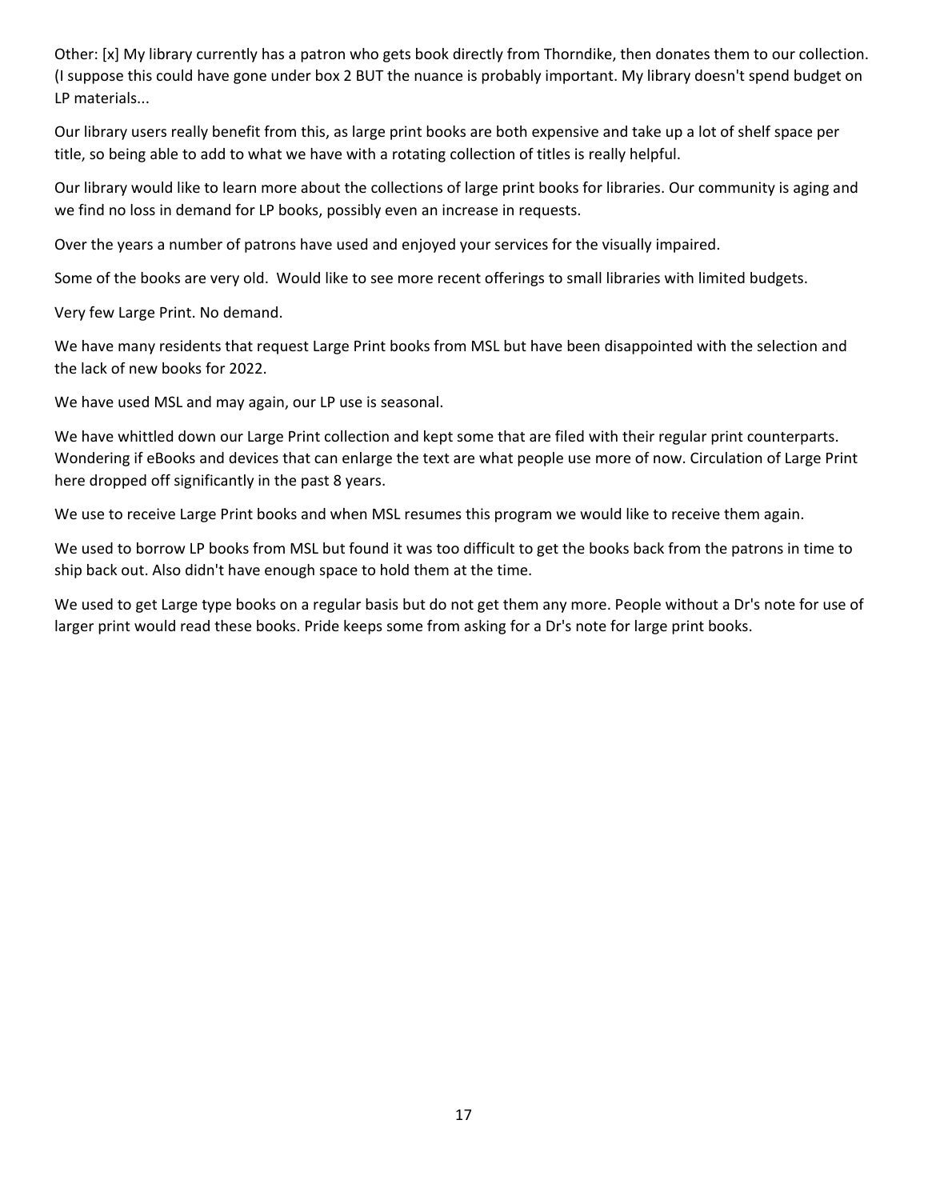Other: [x] My library currently has a patron who gets book directly from Thorndike, then donates them to our collection. (I suppose this could have gone under box 2 BUT the nuance is probably important. My library doesn't spend budget on LP materials...

Our library users really benefit from this, as large print books are both expensive and take up a lot of shelf space per title, so being able to add to what we have with a rotating collection of titles is really helpful.

Our library would like to learn more about the collections of large print books for libraries. Our community is aging and we find no loss in demand for LP books, possibly even an increase in requests.

Over the years a number of patrons have used and enjoyed your services for the visually impaired.

Some of the books are very old. Would like to see more recent offerings to small libraries with limited budgets.

Very few Large Print. No demand.

We have many residents that request Large Print books from MSL but have been disappointed with the selection and the lack of new books for 2022.

We have used MSL and may again, our LP use is seasonal.

We have whittled down our Large Print collection and kept some that are filed with their regular print counterparts. Wondering if eBooks and devices that can enlarge the text are what people use more of now. Circulation of Large Print here dropped off significantly in the past 8 years.

We use to receive Large Print books and when MSL resumes this program we would like to receive them again.

We used to borrow LP books from MSL but found it was too difficult to get the books back from the patrons in time to ship back out. Also didn't have enough space to hold them at the time.

We used to get Large type books on a regular basis but do not get them any more. People without a Dr's note for use of larger print would read these books. Pride keeps some from asking for a Dr's note for large print books.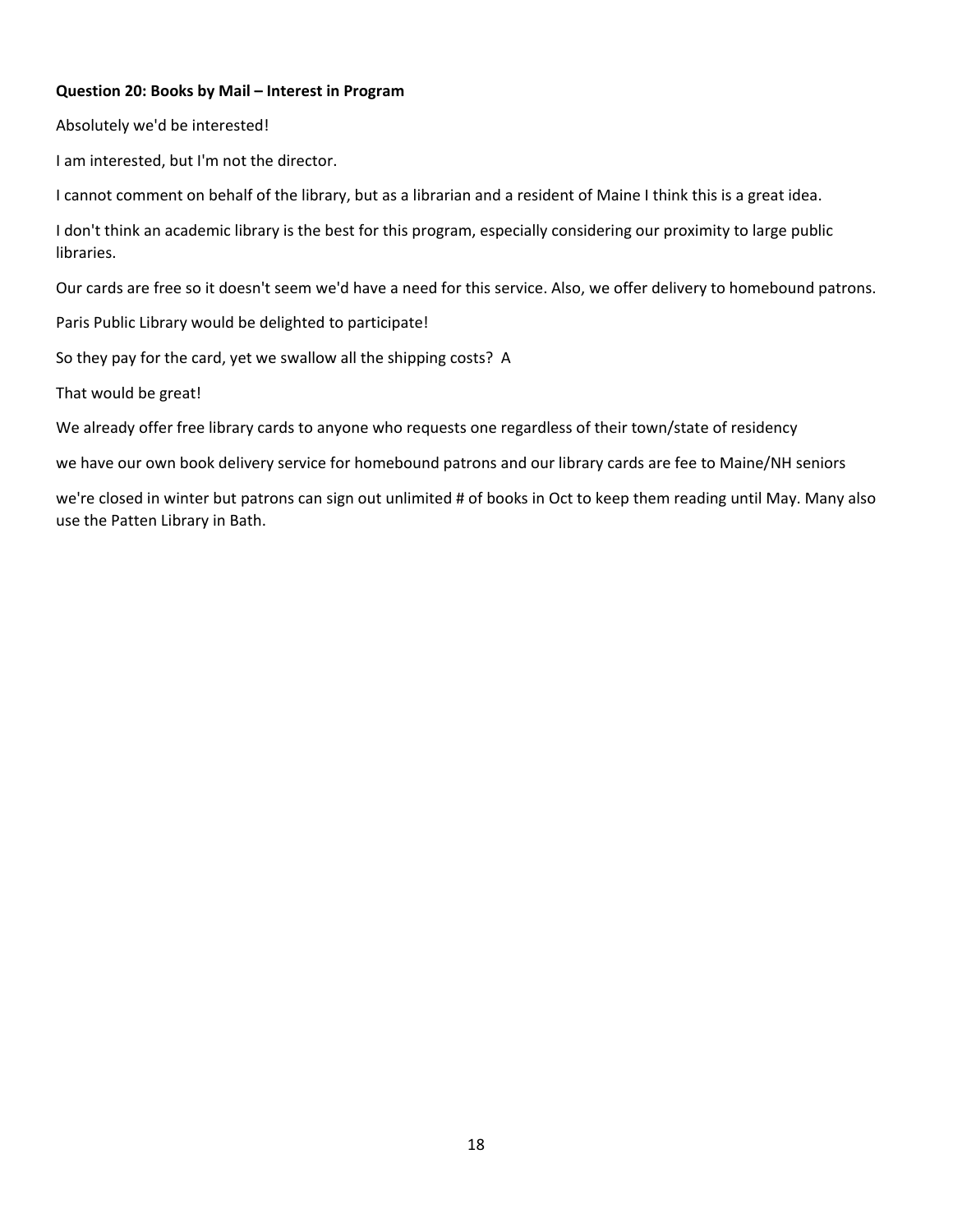**Question 20: Books by Mail – Interest in Program**

Absolutely we'd be interested!

I am interested, but I'm not the director.

I cannot comment on behalf of the library, but as a librarian and a resident of Maine I think this is a great idea.

I don't think an academic library is the best for this program, especially considering our proximity to large public libraries.

Our cards are free so it doesn't seem we'd have a need for this service. Also, we offer delivery to homebound patrons.

Paris Public Library would be delighted to participate!

So they pay for the card, yet we swallow all the shipping costs?  A

That would be great!

We already offer free library cards to anyone who requests one regardless of their town/state of residency

we have our own book delivery service for homebound patrons and our library cards are fee to Maine/NH seniors

we're closed in winter but patrons can sign out unlimited # of books in Oct to keep them reading until May. Many also use the Patten Library in Bath.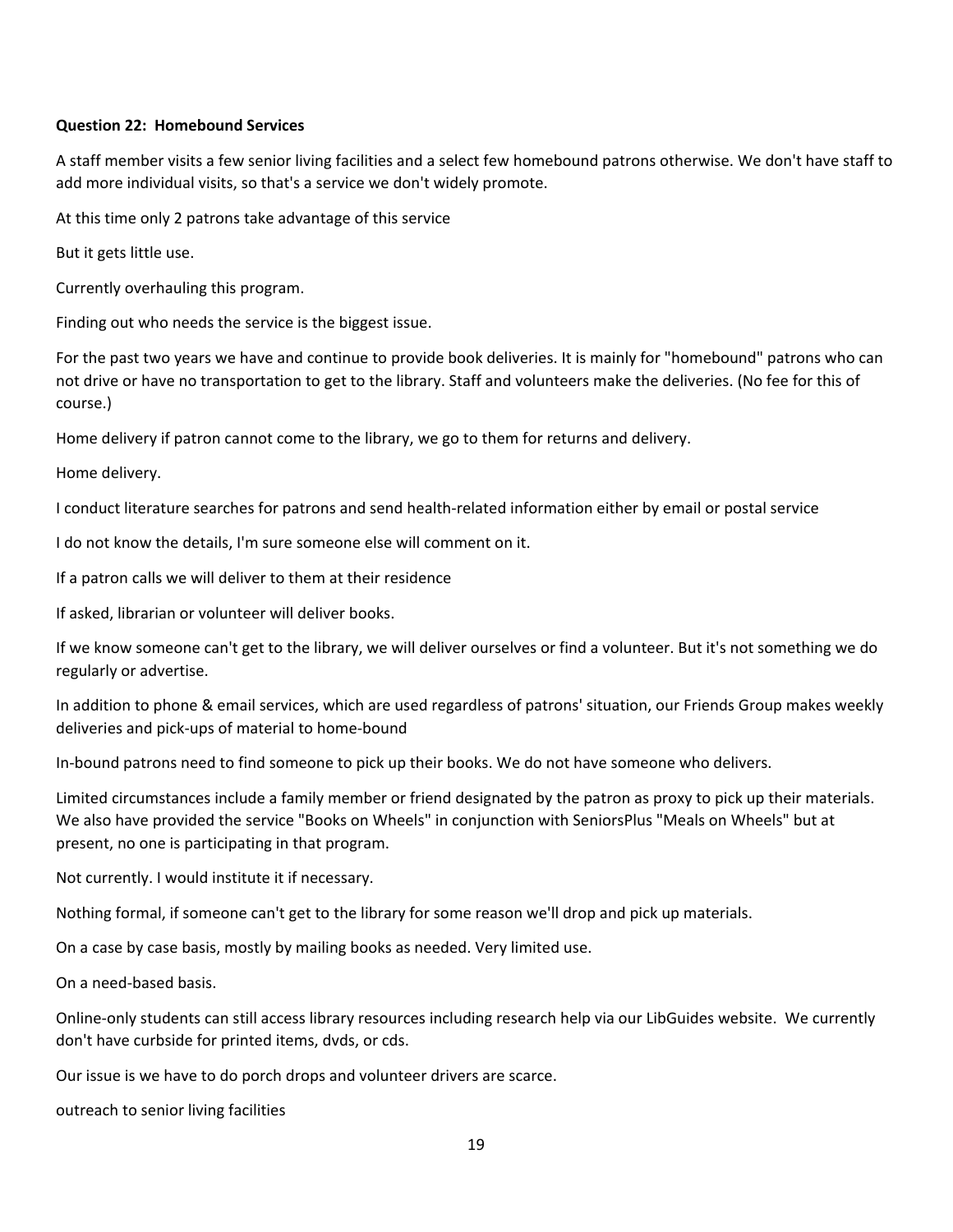**Question 22: Homebound Services**

A staff member visits a few senior living facilities and a select few homebound patrons otherwise. We don't have staff to add more individual visits, so that's a service we don't widely promote.

At this time only 2 patrons take advantage of this service

But it gets little use.

Currently overhauling this program.

Finding out who needs the service is the biggest issue.

For the past two years we have and continue to provide book deliveries. It is mainly for "homebound" patrons who can not drive or have no transportation to get to the library. Staff and volunteers make the deliveries. (No fee for this of course.)

Home delivery if patron cannot come to the library, we go to them for returns and delivery.

Home delivery.

I conduct literature searches for patrons and send health-related information either by email or postal service

I do not know the details, I'm sure someone else will comment on it.

If a patron calls we will deliver to them at their residence

If asked, librarian or volunteer will deliver books.

If we know someone can't get to the library, we will deliver ourselves or find a volunteer. But it's not something we do regularly or advertise.

In addition to phone & email services, which are used regardless of patrons' situation, our Friends Group makes weekly deliveries and pick-ups of material to home-bound

In-bound patrons need to find someone to pick up their books. We do not have someone who delivers.

Limited circumstances include a family member or friend designated by the patron as proxy to pick up their materials. We also have provided the service "Books on Wheels" in conjunction with SeniorsPlus "Meals on Wheels" but at present, no one is participating in that program.

Not currently. I would institute it if necessary.

Nothing formal, if someone can't get to the library for some reason we'll drop and pick up materials.

On a case by case basis, mostly by mailing books as needed. Very limited use.

On a need-based basis.

Online-only students can still access library resources including research help via our LibGuides website. We currently don't have curbside for printed items, dvds, or cds.

Our issue is we have to do porch drops and volunteer drivers are scarce.

outreach to senior living facilities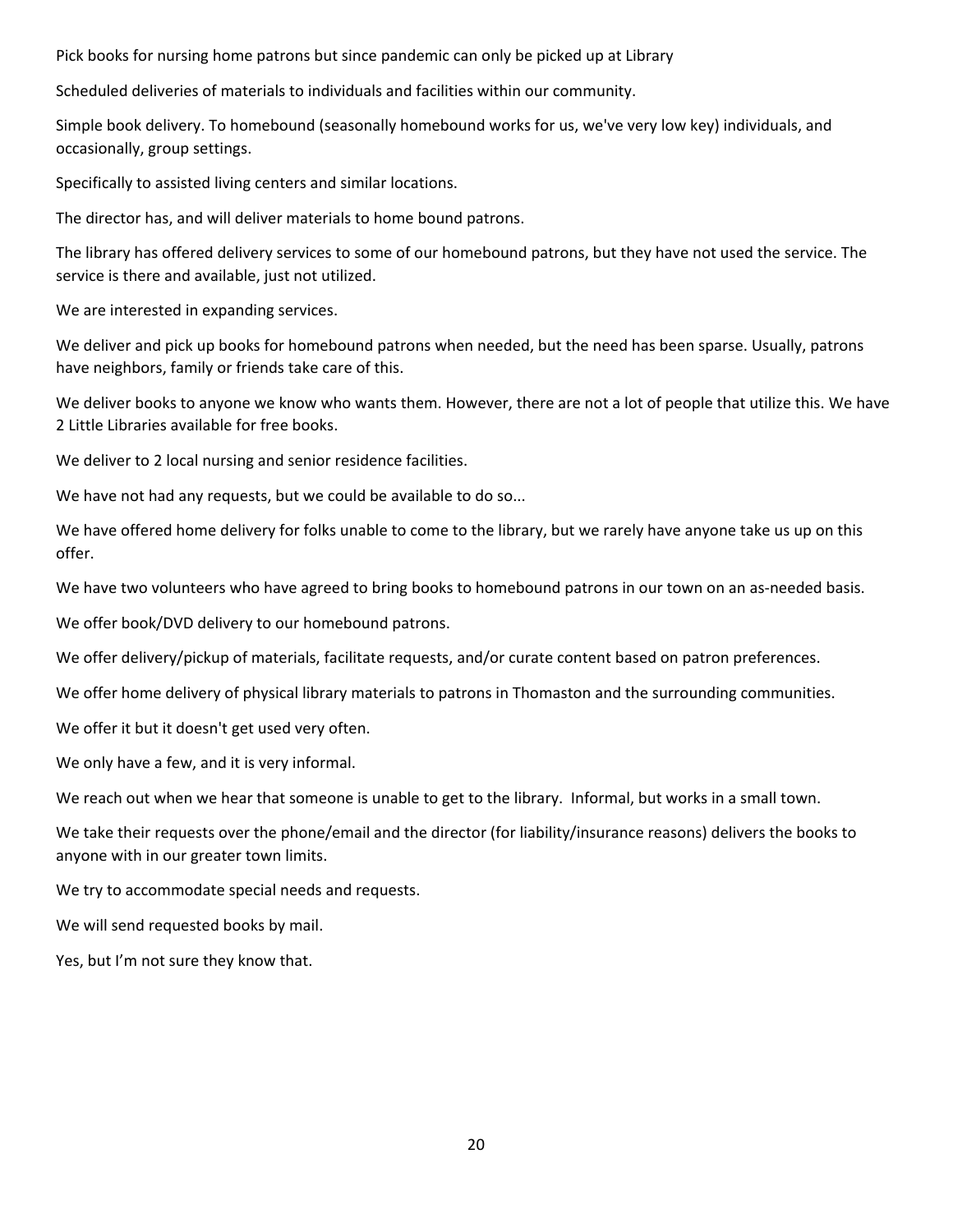Pick books for nursing home patrons but since pandemic can only be picked up at Library

Scheduled deliveries of materials to individuals and facilities within our community.

Simple book delivery. To homebound (seasonally homebound works for us, we've very low key) individuals, and occasionally, group settings.

Specifically to assisted living centers and similar locations.

The director has, and will deliver materials to home bound patrons.

The library has offered delivery services to some of our homebound patrons, but they have not used the service. The service is there and available, just not utilized.

We are interested in expanding services.

We deliver and pick up books for homebound patrons when needed, but the need has been sparse. Usually, patrons have neighbors, family or friends take care of this.

We deliver books to anyone we know who wants them. However, there are not a lot of people that utilize this. We have 2 Little Libraries available for free books.

We deliver to 2 local nursing and senior residence facilities.

We have not had any requests, but we could be available to do so...

We have offered home delivery for folks unable to come to the library, but we rarely have anyone take us up on this offer.

We have two volunteers who have agreed to bring books to homebound patrons in our town on an as-needed basis.

We offer book/DVD delivery to our homebound patrons.

We offer delivery/pickup of materials, facilitate requests, and/or curate content based on patron preferences.

We offer home delivery of physical library materials to patrons in Thomaston and the surrounding communities.

We offer it but it doesn't get used very often.

We only have a few, and it is very informal.

We reach out when we hear that someone is unable to get to the library. Informal, but works in a small town.

We take their requests over the phone/email and the director (for liability/insurance reasons) delivers the books to anyone with in our greater town limits.

We try to accommodate special needs and requests.

We will send requested books by mail.

Yes, but I'm not sure they know that.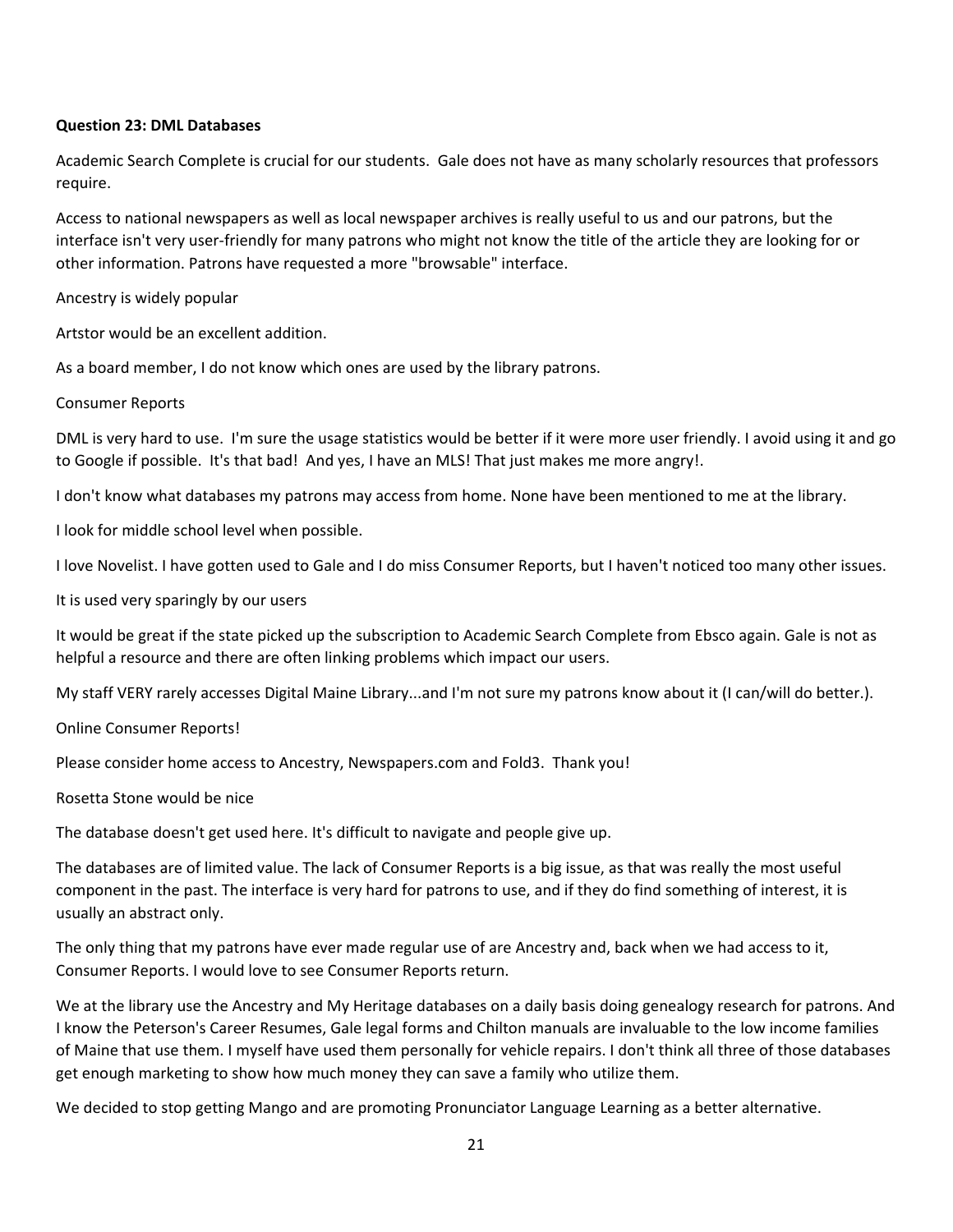**Question 23: DML Databases**

Academic Search Complete is crucial for our students. Gale does not have as many scholarly resources that professors require.

Access to national newspapers as well as local newspaper archives is really useful to us and our patrons, but the interface isn't very user-friendly for many patrons who might not know the title of the article they are looking for or other information. Patrons have requested a more "browsable" interface.

Ancestry is widely popular

Artstor would be an excellent addition.

As a board member, I do not know which ones are used by the library patrons.

Consumer Reports

DML is very hard to use. I'm sure the usage statistics would be better if it were more user friendly. I avoid using it and go to Google if possible. It's that bad! And yes, I have an MLS! That just makes me more angry!.

I don't know what databases my patrons may access from home. None have been mentioned to me at the library.

I look for middle school level when possible.

I love Novelist. I have gotten used to Gale and I do miss Consumer Reports, but I haven't noticed too many other issues.

It is used very sparingly by our users

It would be great if the state picked up the subscription to Academic Search Complete from Ebsco again. Gale is not as helpful a resource and there are often linking problems which impact our users.

My staff VERY rarely accesses Digital Maine Library...and I'm not sure my patrons know about it (I can/will do better.).

Online Consumer Reports!

Please consider home access to Ancestry, Newspapers.com and Fold3. Thank you!

Rosetta Stone would be nice

The database doesn't get used here. It's difficult to navigate and people give up.

The databases are of limited value. The lack of Consumer Reports is a big issue, as that was really the most useful component in the past. The interface is very hard for patrons to use, and if they do find something of interest, it is usually an abstract only.

The only thing that my patrons have ever made regular use of are Ancestry and, back when we had access to it, Consumer Reports. I would love to see Consumer Reports return.

We at the library use the Ancestry and My Heritage databases on a daily basis doing genealogy research for patrons. And I know the Peterson's Career Resumes, Gale legal forms and Chilton manuals are invaluable to the low income families of Maine that use them. I myself have used them personally for vehicle repairs. I don't think all three of those databases get enough marketing to show how much money they can save a family who utilize them.

We decided to stop getting Mango and are promoting Pronunciator Language Learning as a better alternative.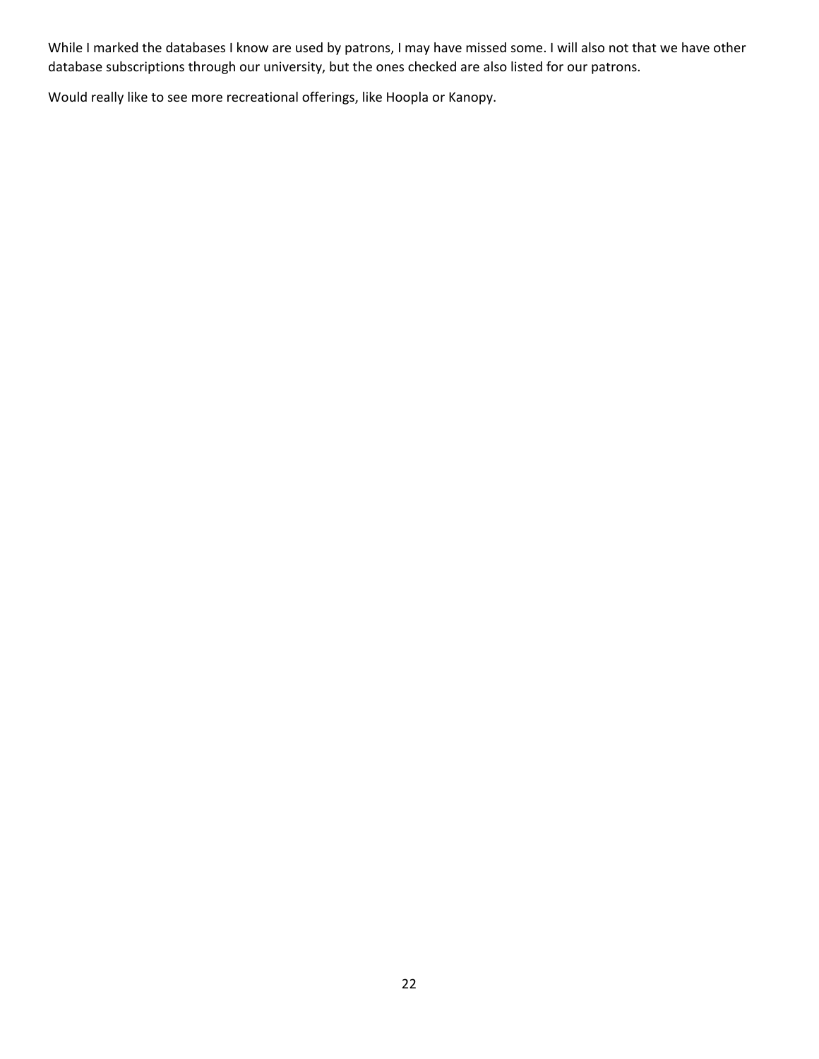While I marked the databases I know are used by patrons, I may have missed some. I will also not that we have other database subscriptions through our university, but the ones checked are also listed for our patrons.

Would really like to see more recreational offerings, like Hoopla or Kanopy.